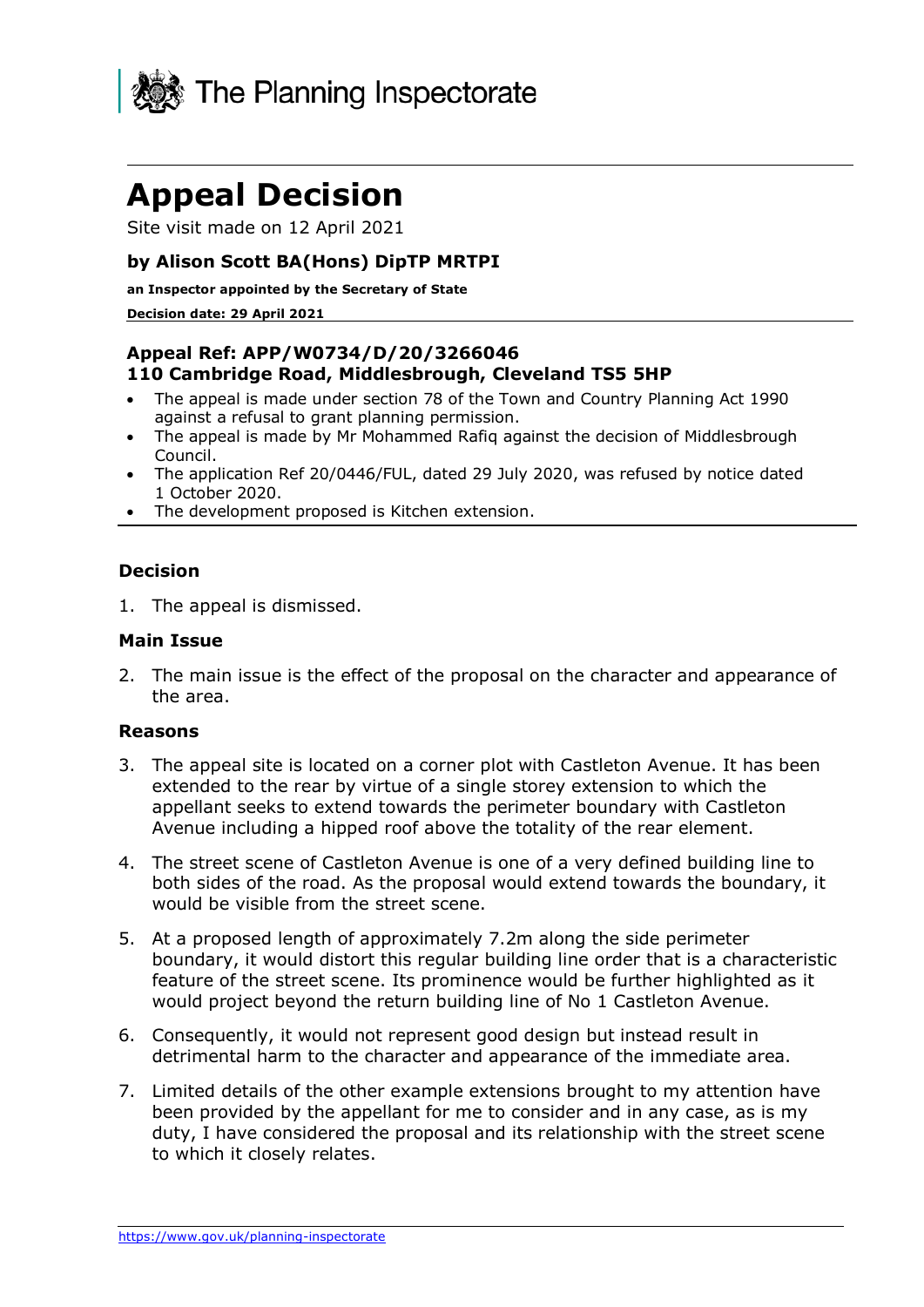The Planning Inspectorate

# Appeal Decision

Site visit made on 12 April 2021

### by Alison Scott BA(Hons) DipTP MRTPI

**an Inspector appointed by the Secretary of State**

**Decision date: 29 April 2021**

**Appeal Ref: APP/W0734/D/20/3266046**
**110 Cambridge Road, Middlesbrough, Cleveland TS5 5HP**

- The appeal is made under section 78 of the Town and Country Planning Act 1990 against a refusal to grant planning permission.
- The appeal is made by Mr Mohammed Rafiq against the decision of Middlesbrough Council.
- The application Ref 20/0446/FUL, dated 29 July 2020, was refused by notice dated 1 October 2020.
- The development proposed is Kitchen extension.

## Decision

1. The appeal is dismissed.

## Main Issue

2. The main issue is the effect of the proposal on the character and appearance of the area.

## Reasons

3. The appeal site is located on a corner plot with Castleton Avenue. It has been extended to the rear by virtue of a single storey extension to which the appellant seeks to extend towards the perimeter boundary with Castleton Avenue including a hipped roof above the totality of the rear element.

4. The street scene of Castleton Avenue is one of a very defined building line to both sides of the road. As the proposal would extend towards the boundary, it would be visible from the street scene.

5. At a proposed length of approximately 7.2m along the side perimeter boundary, it would distort this regular building line order that is a characteristic feature of the street scene. Its prominence would be further highlighted as it would project beyond the return building line of No 1 Castleton Avenue.

6. Consequently, it would not represent good design but instead result in detrimental harm to the character and appearance of the immediate area.

7. Limited details of the other example extensions brought to my attention have been provided by the appellant for me to consider and in any case, as is my duty, I have considered the proposal and its relationship with the street scene to which it closely relates.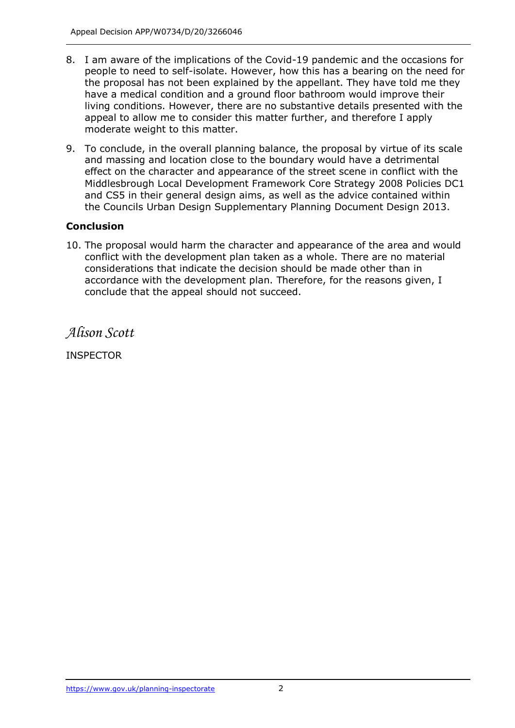8. I am aware of the implications of the Covid-19 pandemic and the occasions for people to need to self-isolate. However, how this has a bearing on the need for the proposal has not been explained by the appellant. They have told me they have a medical condition and a ground floor bathroom would improve their living conditions. However, there are no substantive details presented with the appeal to allow me to consider this matter further, and therefore I apply moderate weight to this matter.

9. To conclude, in the overall planning balance, the proposal by virtue of its scale and massing and location close to the boundary would have a detrimental effect on the character and appearance of the street scene in conflict with the Middlesbrough Local Development Framework Core Strategy 2008 Policies DC1 and CS5 in their general design aims, as well as the advice contained within the Councils Urban Design Supplementary Planning Document Design 2013.

## Conclusion

10. The proposal would harm the character and appearance of the area and would conflict with the development plan taken as a whole. There are no material considerations that indicate the decision should be made other than in accordance with the development plan. Therefore, for the reasons given, I conclude that the appeal should not succeed.

*Alison Scott*

INSPECTOR